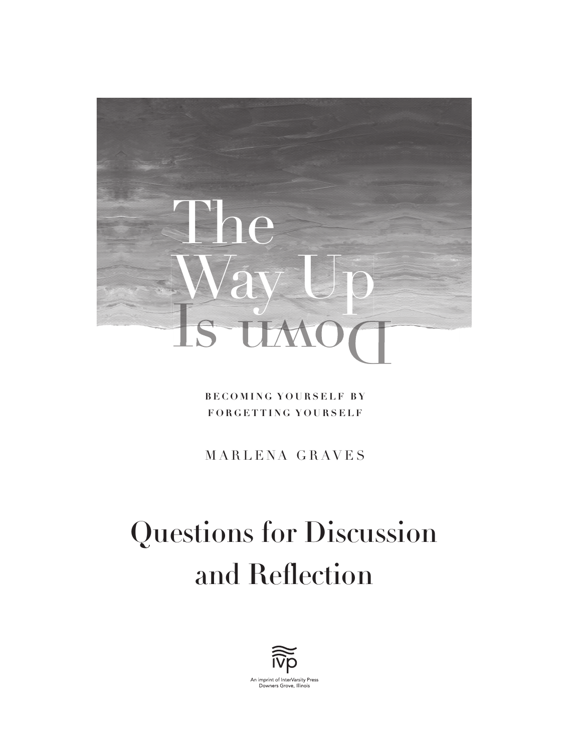# The Way Up Is Down

**BECOMING YOURSELF BY FORGETTING YOURSELF**

MARLENA GRAVES

## Questions for Discussion and Reflection

IVP

An imprint of InterVarsity Press
Downers Grove, Illinois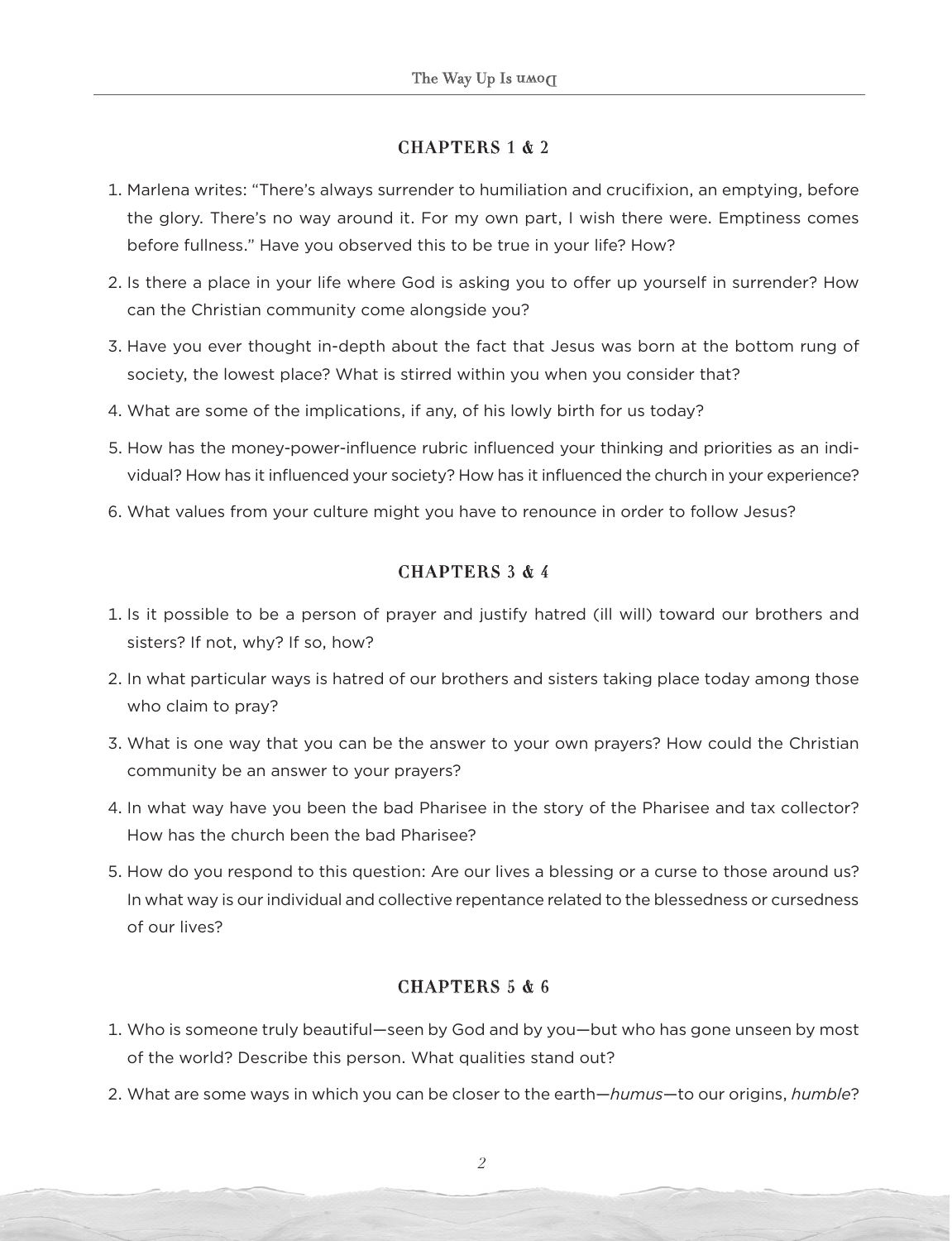## CHAPTERS 1 & 2

1. Marlena writes: "There's always surrender to humiliation and crucifixion, an emptying, before the glory. There's no way around it. For my own part, I wish there were. Emptiness comes before fullness." Have you observed this to be true in your life? How?
2. Is there a place in your life where God is asking you to offer up yourself in surrender? How can the Christian community come alongside you?
3. Have you ever thought in-depth about the fact that Jesus was born at the bottom rung of society, the lowest place? What is stirred within you when you consider that?
4. What are some of the implications, if any, of his lowly birth for us today?
5. How has the money-power-influence rubric influenced your thinking and priorities as an individual? How has it influenced your society? How has it influenced the church in your experience?
6. What values from your culture might you have to renounce in order to follow Jesus?

## CHAPTERS 3 & 4

1. Is it possible to be a person of prayer and justify hatred (ill will) toward our brothers and sisters? If not, why? If so, how?
2. In what particular ways is hatred of our brothers and sisters taking place today among those who claim to pray?
3. What is one way that you can be the answer to your own prayers? How could the Christian community be an answer to your prayers?
4. In what way have you been the bad Pharisee in the story of the Pharisee and tax collector? How has the church been the bad Pharisee?
5. How do you respond to this question: Are our lives a blessing or a curse to those around us? In what way is our individual and collective repentance related to the blessedness or cursedness of our lives?

## CHAPTERS 5 & 6

1. Who is someone truly beautiful—seen by God and by you—but who has gone unseen by most of the world? Describe this person. What qualities stand out?
2. What are some ways in which you can be closer to the earth—*humus*—to our origins, *humble*?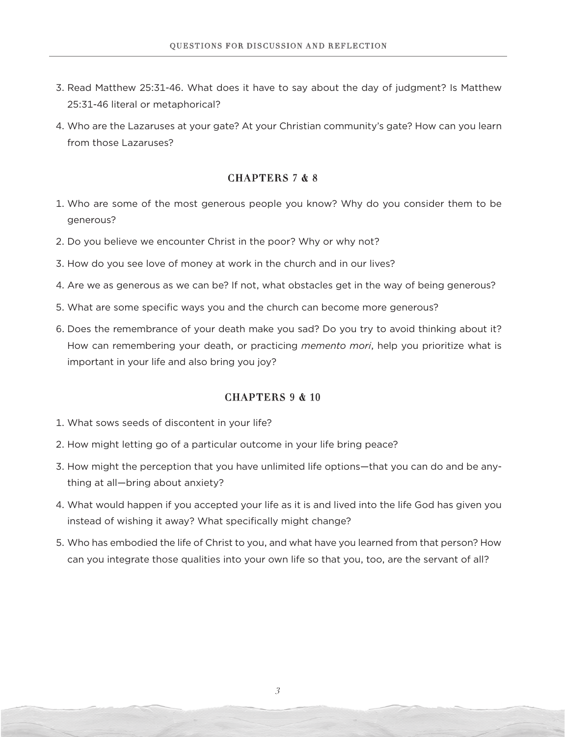3. Read Matthew 25:31-46. What does it have to say about the day of judgment? Is Matthew 25:31-46 literal or metaphorical?
4. Who are the Lazaruses at your gate? At your Christian community's gate? How can you learn from those Lazaruses?

## CHAPTERS 7 & 8

1. Who are some of the most generous people you know? Why do you consider them to be generous?
2. Do you believe we encounter Christ in the poor? Why or why not?
3. How do you see love of money at work in the church and in our lives?
4. Are we as generous as we can be? If not, what obstacles get in the way of being generous?
5. What are some specific ways you and the church can become more generous?
6. Does the remembrance of your death make you sad? Do you try to avoid thinking about it? How can remembering your death, or practicing *memento mori*, help you prioritize what is important in your life and also bring you joy?

## CHAPTERS 9 & 10

1. What sows seeds of discontent in your life?
2. How might letting go of a particular outcome in your life bring peace?
3. How might the perception that you have unlimited life options—that you can do and be anything at all—bring about anxiety?
4. What would happen if you accepted your life as it is and lived into the life God has given you instead of wishing it away? What specifically might change?
5. Who has embodied the life of Christ to you, and what have you learned from that person? How can you integrate those qualities into your own life so that you, too, are the servant of all?